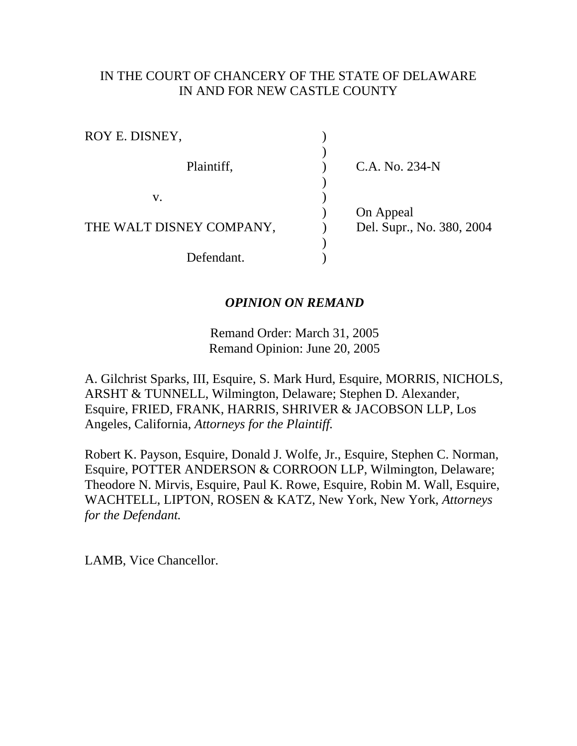IN THE COURT OF CHANCERY OF THE STATE OF DELAWARE
IN AND FOR NEW CASTLE COUNTY

| | | |
|---|---|---|
| ROY E. DISNEY, | ) | |
| | ) | |
| Plaintiff, | ) | C.A. No. 234-N |
| | ) | |
| v. | ) | |
| | ) | On Appeal |
| THE WALT DISNEY COMPANY, | ) | Del. Supr., No. 380, 2004 |
| | ) | |
| Defendant. | ) | |

***OPINION ON REMAND***

Remand Order: March 31, 2005
Remand Opinion: June 20, 2005

A. Gilchrist Sparks, III, Esquire, S. Mark Hurd, Esquire, MORRIS, NICHOLS, ARSHT & TUNNELL, Wilmington, Delaware; Stephen D. Alexander, Esquire, FRIED, FRANK, HARRIS, SHRIVER & JACOBSON LLP, Los Angeles, California, *Attorneys for the Plaintiff.*

Robert K. Payson, Esquire, Donald J. Wolfe, Jr., Esquire, Stephen C. Norman, Esquire, POTTER ANDERSON & CORROON LLP, Wilmington, Delaware; Theodore N. Mirvis, Esquire, Paul K. Rowe, Esquire, Robin M. Wall, Esquire, WACHTELL, LIPTON, ROSEN & KATZ, New York, New York, *Attorneys for the Defendant.*

LAMB, Vice Chancellor.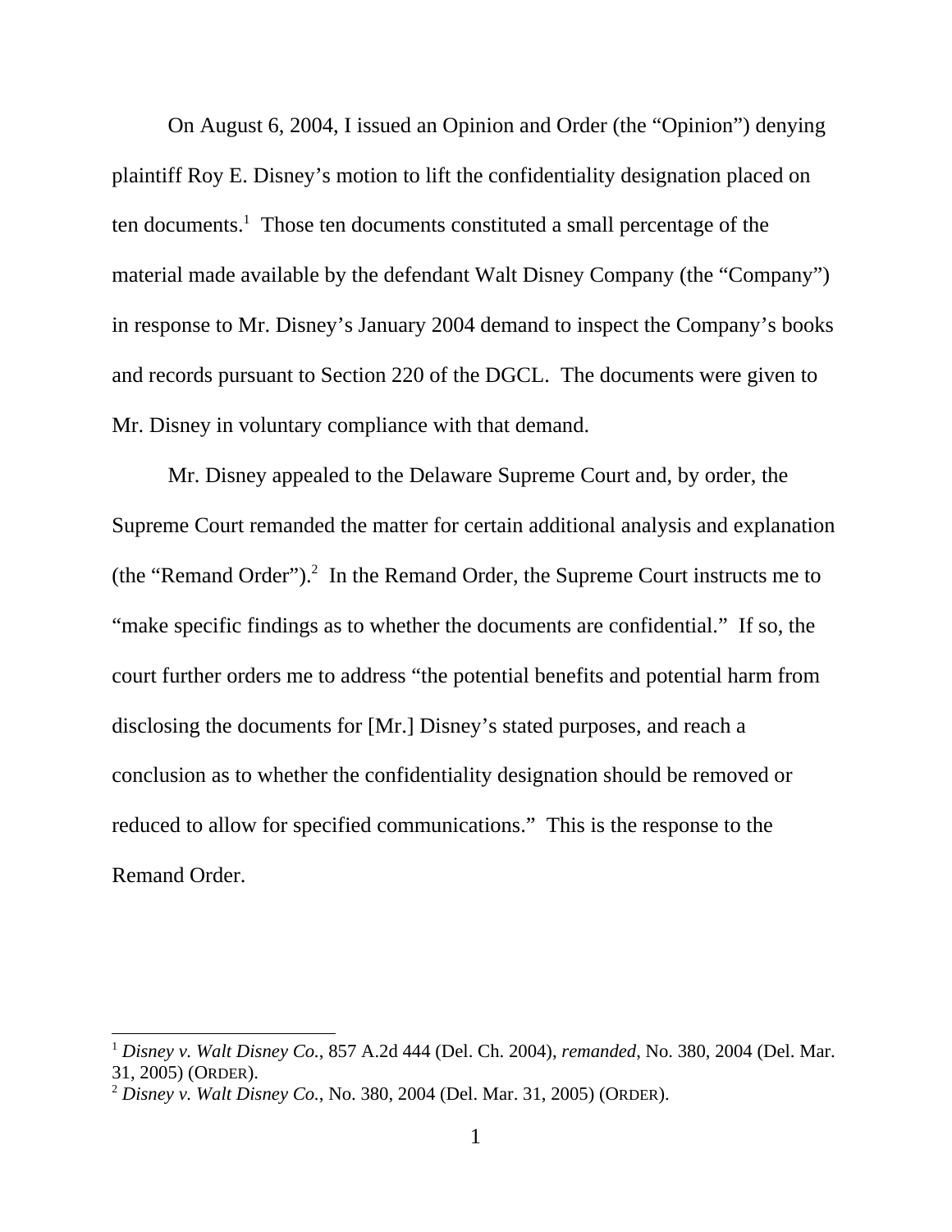On August 6, 2004, I issued an Opinion and Order (the "Opinion") denying plaintiff Roy E. Disney's motion to lift the confidentiality designation placed on ten documents.[1] Those ten documents constituted a small percentage of the material made available by the defendant Walt Disney Company (the "Company") in response to Mr. Disney's January 2004 demand to inspect the Company's books and records pursuant to Section 220 of the DGCL. The documents were given to Mr. Disney in voluntary compliance with that demand.

Mr. Disney appealed to the Delaware Supreme Court and, by order, the Supreme Court remanded the matter for certain additional analysis and explanation (the "Remand Order").[2] In the Remand Order, the Supreme Court instructs me to "make specific findings as to whether the documents are confidential." If so, the court further orders me to address "the potential benefits and potential harm from disclosing the documents for [Mr.] Disney's stated purposes, and reach a conclusion as to whether the confidentiality designation should be removed or reduced to allow for specified communications." This is the response to the Remand Order.

---

[1] *Disney v. Walt Disney Co.*, 857 A.2d 444 (Del. Ch. 2004), *remanded*, No. 380, 2004 (Del. Mar. 31, 2005) (ORDER).

[2] *Disney v. Walt Disney Co.*, No. 380, 2004 (Del. Mar. 31, 2005) (ORDER).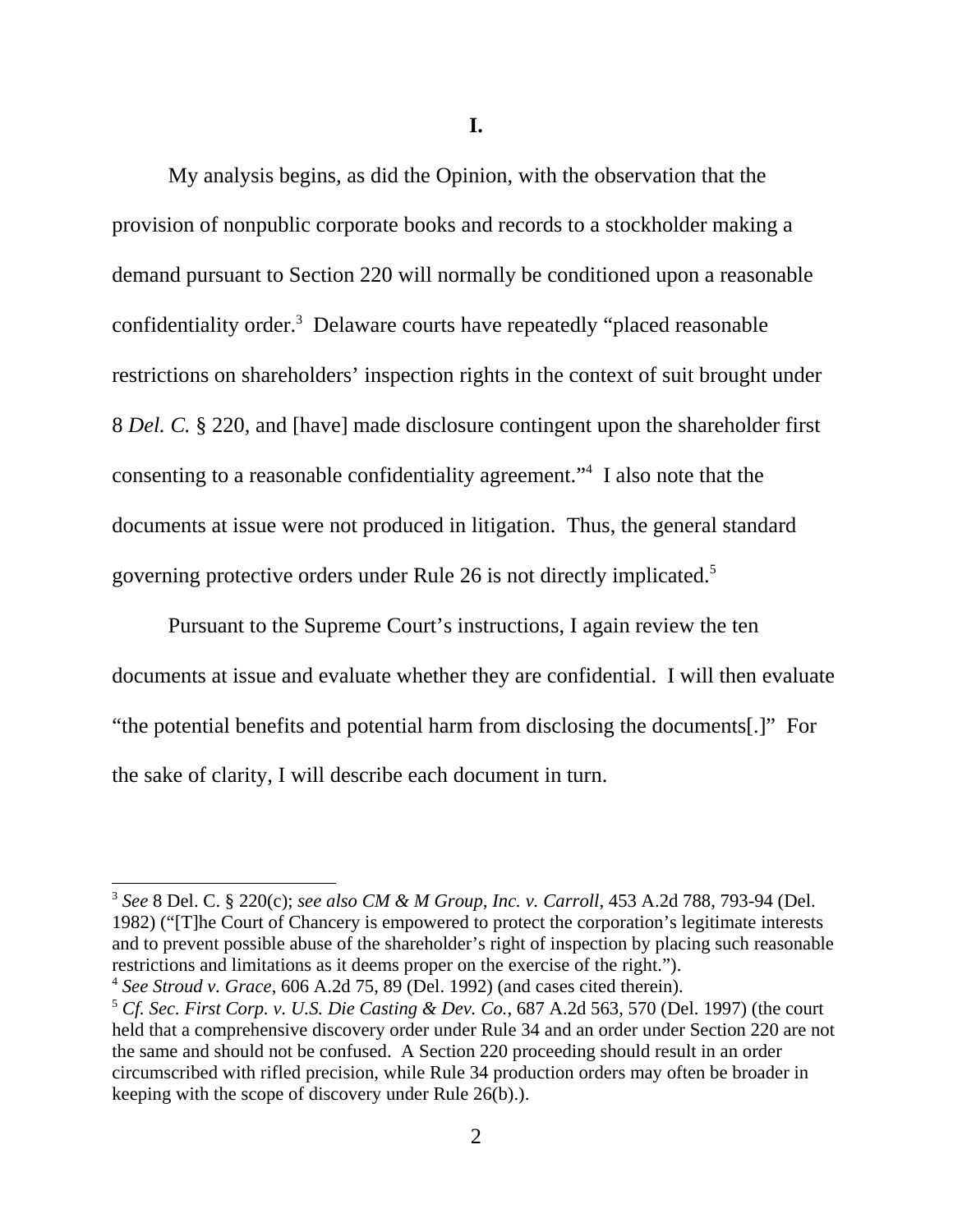# I.

My analysis begins, as did the Opinion, with the observation that the provision of nonpublic corporate books and records to a stockholder making a demand pursuant to Section 220 will normally be conditioned upon a reasonable confidentiality order.[3] Delaware courts have repeatedly "placed reasonable restrictions on shareholders' inspection rights in the context of suit brought under 8 *Del. C.* § 220, and [have] made disclosure contingent upon the shareholder first consenting to a reasonable confidentiality agreement."[4] I also note that the documents at issue were not produced in litigation. Thus, the general standard governing protective orders under Rule 26 is not directly implicated.[5]

Pursuant to the Supreme Court's instructions, I again review the ten documents at issue and evaluate whether they are confidential. I will then evaluate "the potential benefits and potential harm from disclosing the documents[.]" For the sake of clarity, I will describe each document in turn.

---

[3] *See* 8 Del. C. § 220(c); *see also CM & M Group, Inc. v. Carroll*, 453 A.2d 788, 793-94 (Del. 1982) ("[T]he Court of Chancery is empowered to protect the corporation's legitimate interests and to prevent possible abuse of the shareholder's right of inspection by placing such reasonable restrictions and limitations as it deems proper on the exercise of the right.").

[4] *See Stroud v. Grace*, 606 A.2d 75, 89 (Del. 1992) (and cases cited therein).

[5] *Cf. Sec. First Corp. v. U.S. Die Casting & Dev. Co.*, 687 A.2d 563, 570 (Del. 1997) (the court held that a comprehensive discovery order under Rule 34 and an order under Section 220 are not the same and should not be confused. A Section 220 proceeding should result in an order circumscribed with rifled precision, while Rule 34 production orders may often be broader in keeping with the scope of discovery under Rule 26(b).).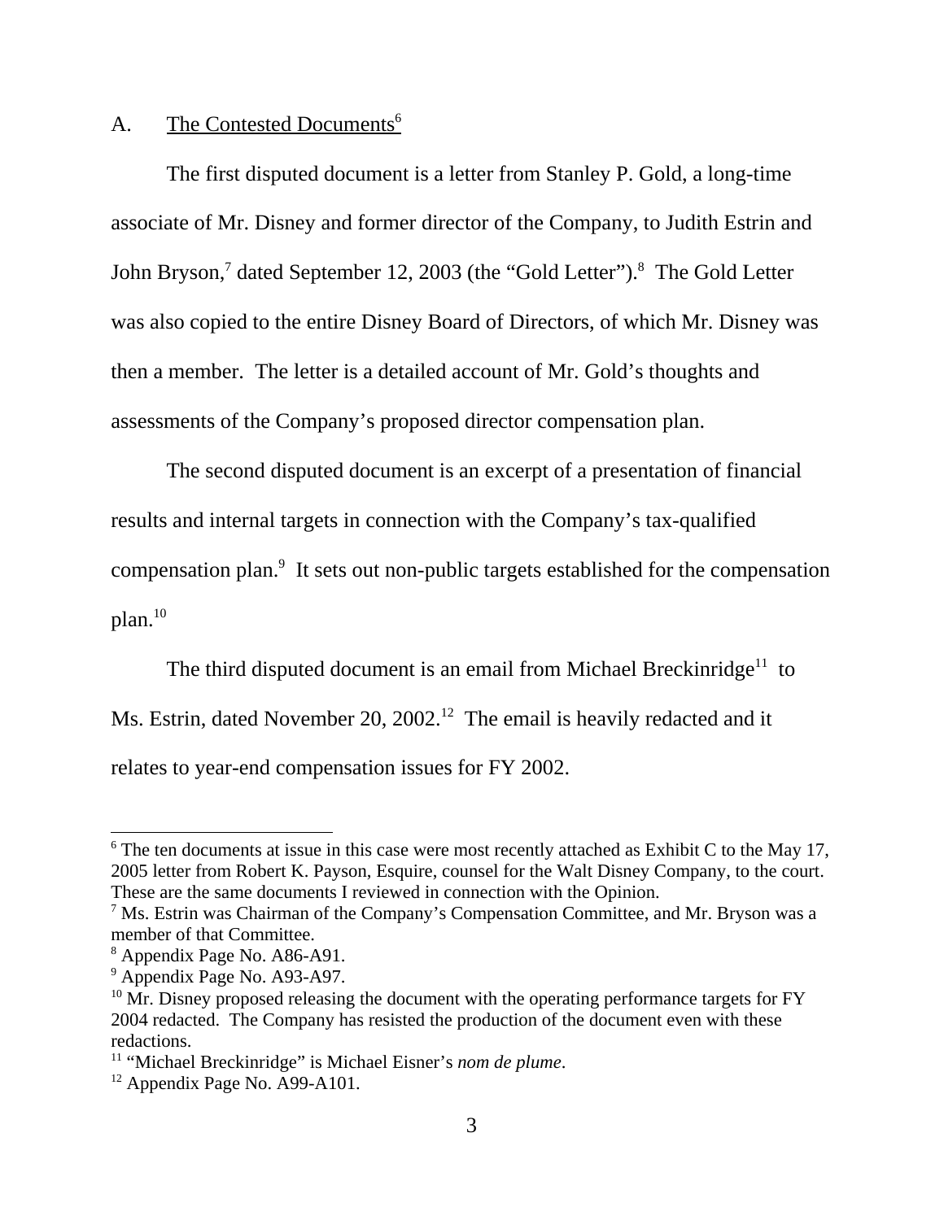## A. The Contested Documents[6]

The first disputed document is a letter from Stanley P. Gold, a long-time associate of Mr. Disney and former director of the Company, to Judith Estrin and John Bryson,[7] dated September 12, 2003 (the "Gold Letter").[8] The Gold Letter was also copied to the entire Disney Board of Directors, of which Mr. Disney was then a member. The letter is a detailed account of Mr. Gold's thoughts and assessments of the Company's proposed director compensation plan.

The second disputed document is an excerpt of a presentation of financial results and internal targets in connection with the Company's tax-qualified compensation plan.[9] It sets out non-public targets established for the compensation plan.[10]

The third disputed document is an email from Michael Breckinridge[11] to Ms. Estrin, dated November 20, 2002.[12] The email is heavily redacted and it relates to year-end compensation issues for FY 2002.

---

[6] The ten documents at issue in this case were most recently attached as Exhibit C to the May 17, 2005 letter from Robert K. Payson, Esquire, counsel for the Walt Disney Company, to the court. These are the same documents I reviewed in connection with the Opinion.

[7] Ms. Estrin was Chairman of the Company's Compensation Committee, and Mr. Bryson was a member of that Committee.

[8] Appendix Page No. A86-A91.

[9] Appendix Page No. A93-A97.

[10] Mr. Disney proposed releasing the document with the operating performance targets for FY 2004 redacted. The Company has resisted the production of the document even with these redactions.

[11] "Michael Breckinridge" is Michael Eisner's *nom de plume*.

[12] Appendix Page No. A99-A101.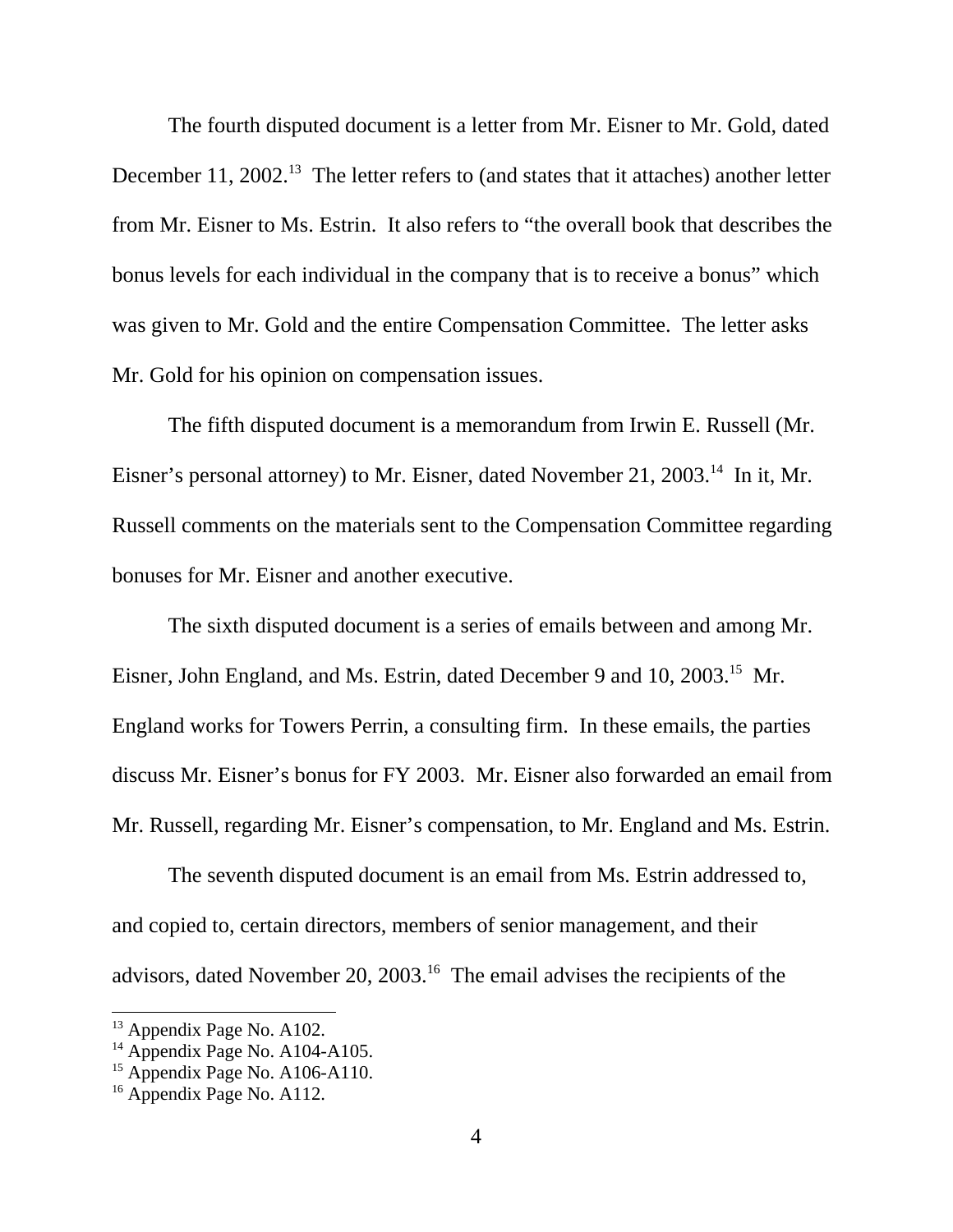The fourth disputed document is a letter from Mr. Eisner to Mr. Gold, dated December 11, 2002.[13] The letter refers to (and states that it attaches) another letter from Mr. Eisner to Ms. Estrin. It also refers to "the overall book that describes the bonus levels for each individual in the company that is to receive a bonus" which was given to Mr. Gold and the entire Compensation Committee. The letter asks Mr. Gold for his opinion on compensation issues.

The fifth disputed document is a memorandum from Irwin E. Russell (Mr. Eisner's personal attorney) to Mr. Eisner, dated November 21, 2003.[14] In it, Mr. Russell comments on the materials sent to the Compensation Committee regarding bonuses for Mr. Eisner and another executive.

The sixth disputed document is a series of emails between and among Mr. Eisner, John England, and Ms. Estrin, dated December 9 and 10, 2003.[15] Mr. England works for Towers Perrin, a consulting firm. In these emails, the parties discuss Mr. Eisner's bonus for FY 2003. Mr. Eisner also forwarded an email from Mr. Russell, regarding Mr. Eisner's compensation, to Mr. England and Ms. Estrin.

The seventh disputed document is an email from Ms. Estrin addressed to, and copied to, certain directors, members of senior management, and their advisors, dated November 20, 2003.[16] The email advises the recipients of the

---

[13] Appendix Page No. A102.

[14] Appendix Page No. A104-A105.

[15] Appendix Page No. A106-A110.

[16] Appendix Page No. A112.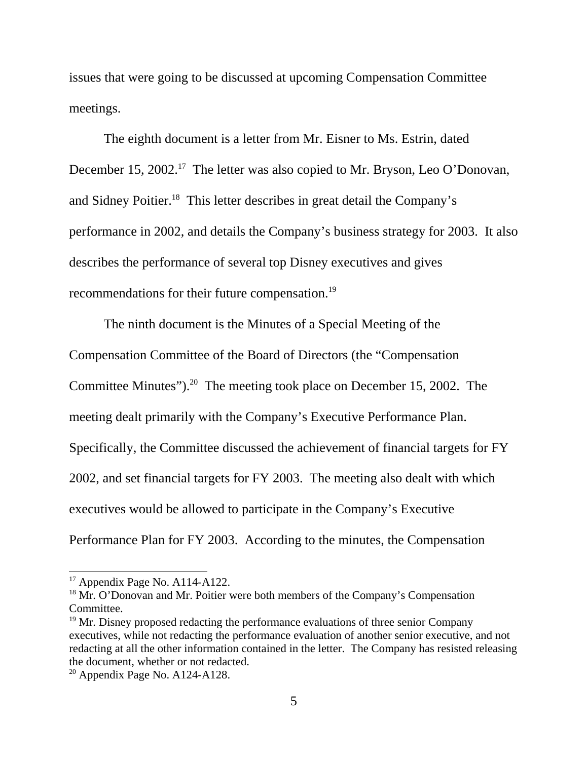issues that were going to be discussed at upcoming Compensation Committee meetings.

The eighth document is a letter from Mr. Eisner to Ms. Estrin, dated December 15, 2002.[17] The letter was also copied to Mr. Bryson, Leo O'Donovan, and Sidney Poitier.[18] This letter describes in great detail the Company's performance in 2002, and details the Company's business strategy for 2003. It also describes the performance of several top Disney executives and gives recommendations for their future compensation.[19]

The ninth document is the Minutes of a Special Meeting of the Compensation Committee of the Board of Directors (the "Compensation Committee Minutes").[20] The meeting took place on December 15, 2002. The meeting dealt primarily with the Company's Executive Performance Plan. Specifically, the Committee discussed the achievement of financial targets for FY 2002, and set financial targets for FY 2003. The meeting also dealt with which executives would be allowed to participate in the Company's Executive Performance Plan for FY 2003. According to the minutes, the Compensation

---

[17] Appendix Page No. A114-A122.

[18] Mr. O'Donovan and Mr. Poitier were both members of the Company's Compensation Committee.

[19] Mr. Disney proposed redacting the performance evaluations of three senior Company executives, while not redacting the performance evaluation of another senior executive, and not redacting at all the other information contained in the letter. The Company has resisted releasing the document, whether or not redacted.

[20] Appendix Page No. A124-A128.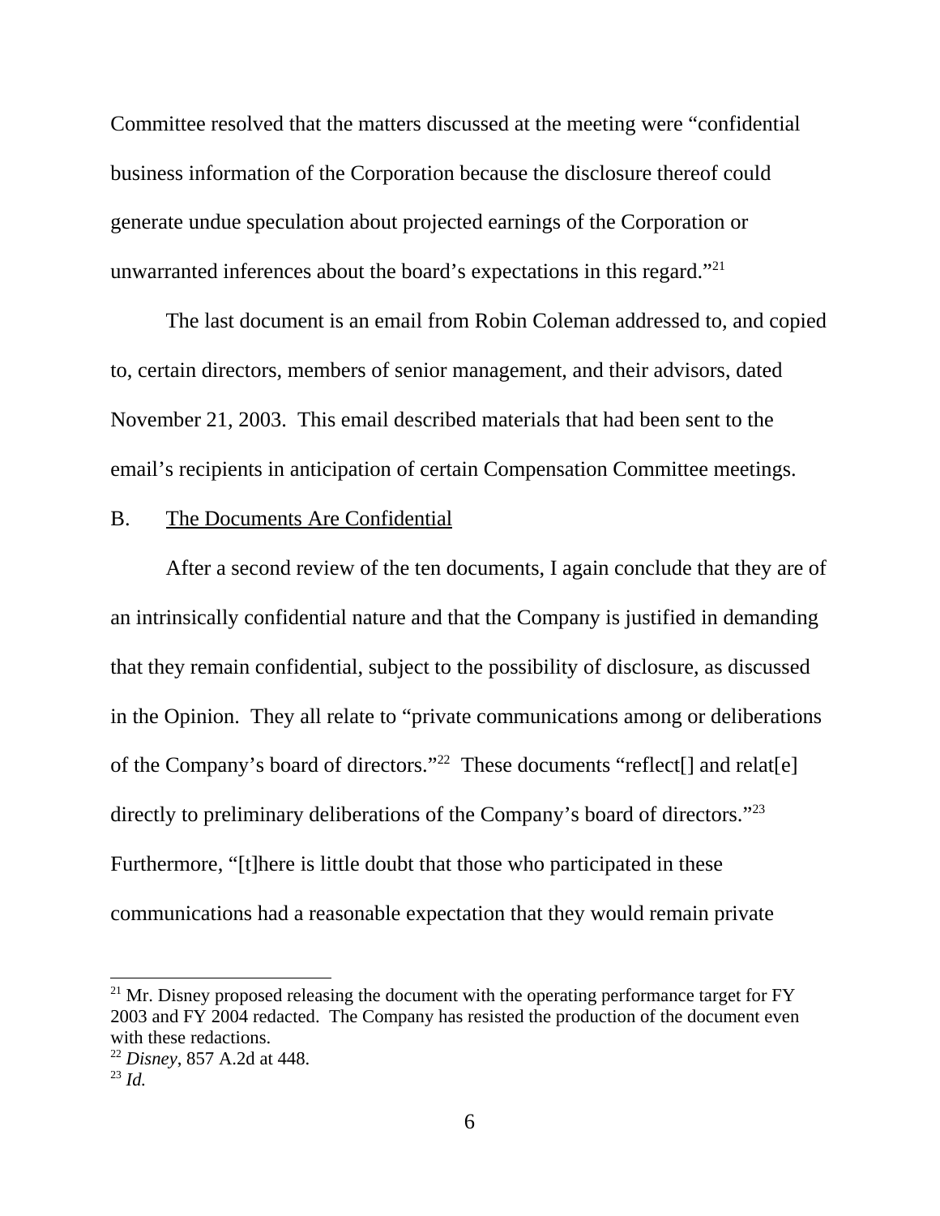Committee resolved that the matters discussed at the meeting were "confidential business information of the Corporation because the disclosure thereof could generate undue speculation about projected earnings of the Corporation or unwarranted inferences about the board's expectations in this regard."[21]

The last document is an email from Robin Coleman addressed to, and copied to, certain directors, members of senior management, and their advisors, dated November 21, 2003. This email described materials that had been sent to the email's recipients in anticipation of certain Compensation Committee meetings.

B. <u>The Documents Are Confidential</u>

After a second review of the ten documents, I again conclude that they are of an intrinsically confidential nature and that the Company is justified in demanding that they remain confidential, subject to the possibility of disclosure, as discussed in the Opinion. They all relate to "private communications among or deliberations of the Company's board of directors."[22] These documents "reflect[] and relat[e] directly to preliminary deliberations of the Company's board of directors."[23] Furthermore, "[t]here is little doubt that those who participated in these communications had a reasonable expectation that they would remain private

---

[21] Mr. Disney proposed releasing the document with the operating performance target for FY 2003 and FY 2004 redacted. The Company has resisted the production of the document even with these redactions.

[22] *Disney*, 857 A.2d at 448.

[23] *Id.*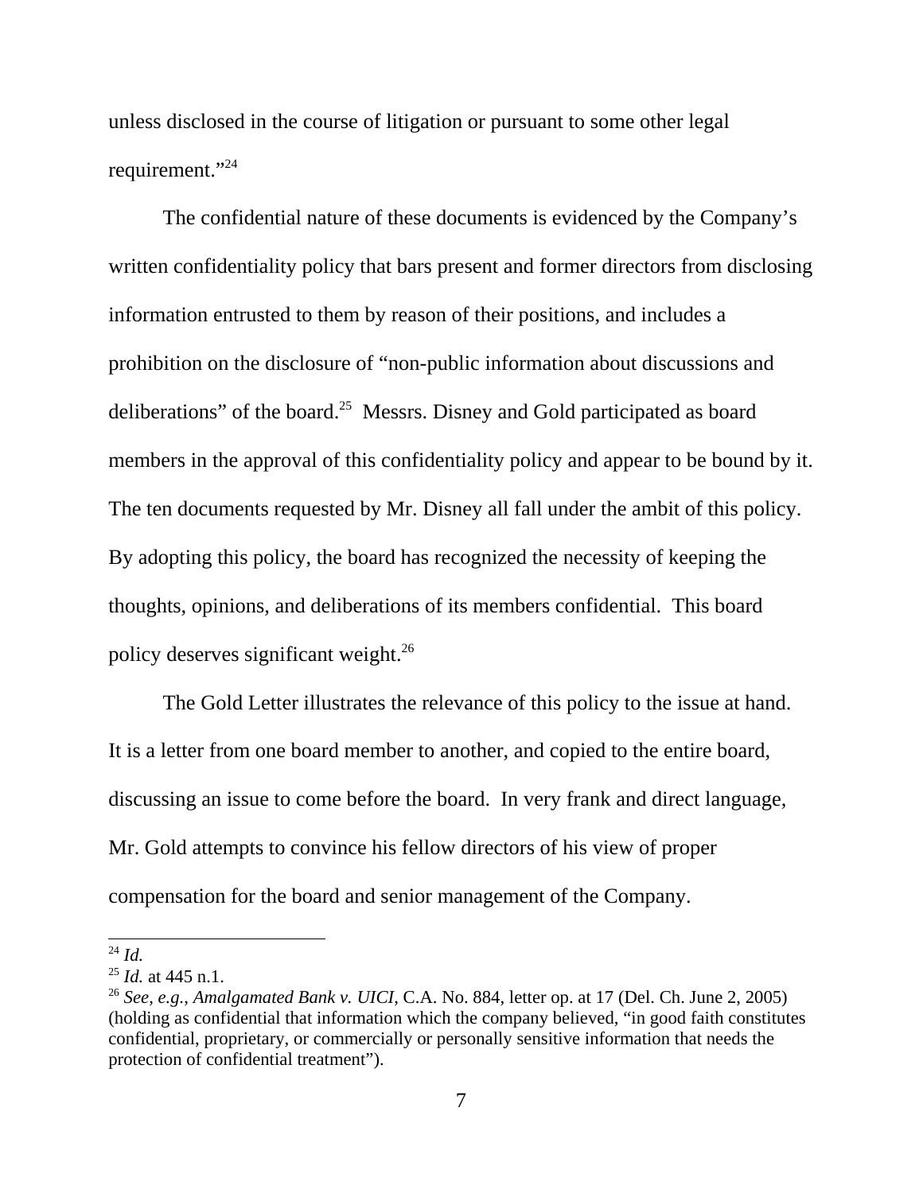unless disclosed in the course of litigation or pursuant to some other legal requirement."[24]

The confidential nature of these documents is evidenced by the Company's written confidentiality policy that bars present and former directors from disclosing information entrusted to them by reason of their positions, and includes a prohibition on the disclosure of "non-public information about discussions and deliberations" of the board.[25] Messrs. Disney and Gold participated as board members in the approval of this confidentiality policy and appear to be bound by it. The ten documents requested by Mr. Disney all fall under the ambit of this policy. By adopting this policy, the board has recognized the necessity of keeping the thoughts, opinions, and deliberations of its members confidential. This board policy deserves significant weight.[26]

The Gold Letter illustrates the relevance of this policy to the issue at hand. It is a letter from one board member to another, and copied to the entire board, discussing an issue to come before the board. In very frank and direct language, Mr. Gold attempts to convince his fellow directors of his view of proper compensation for the board and senior management of the Company.

---

[24] *Id.*

[25] *Id.* at 445 n.1.

[26] *See, e.g.*, *Amalgamated Bank v. UICI*, C.A. No. 884, letter op. at 17 (Del. Ch. June 2, 2005) (holding as confidential that information which the company believed, "in good faith constitutes confidential, proprietary, or commercially or personally sensitive information that needs the protection of confidential treatment").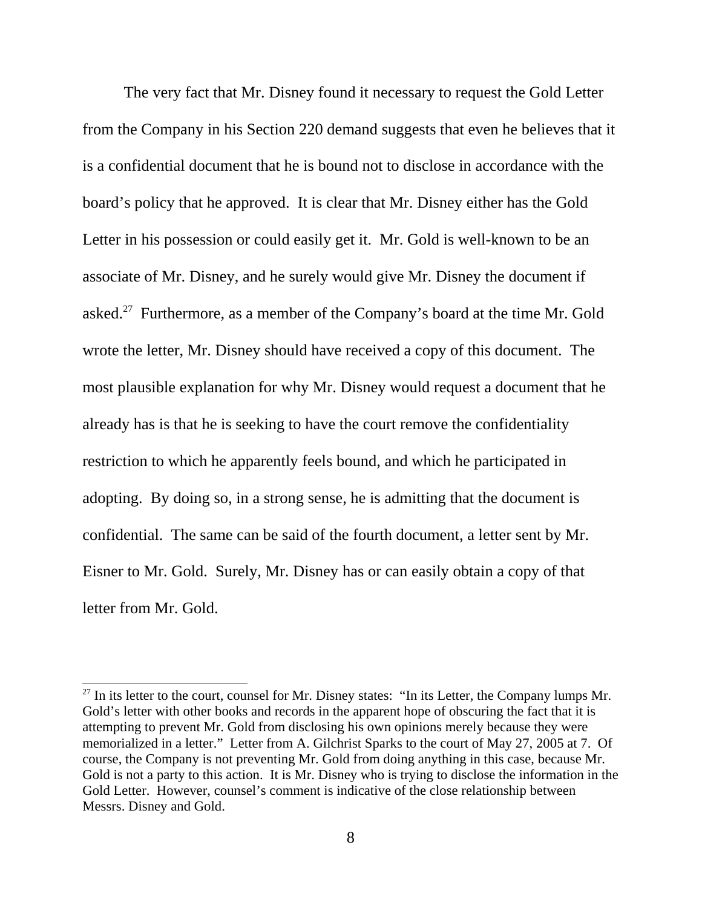The very fact that Mr. Disney found it necessary to request the Gold Letter from the Company in his Section 220 demand suggests that even he believes that it is a confidential document that he is bound not to disclose in accordance with the board's policy that he approved. It is clear that Mr. Disney either has the Gold Letter in his possession or could easily get it. Mr. Gold is well-known to be an associate of Mr. Disney, and he surely would give Mr. Disney the document if asked.[27] Furthermore, as a member of the Company's board at the time Mr. Gold wrote the letter, Mr. Disney should have received a copy of this document. The most plausible explanation for why Mr. Disney would request a document that he already has is that he is seeking to have the court remove the confidentiality restriction to which he apparently feels bound, and which he participated in adopting. By doing so, in a strong sense, he is admitting that the document is confidential. The same can be said of the fourth document, a letter sent by Mr. Eisner to Mr. Gold. Surely, Mr. Disney has or can easily obtain a copy of that letter from Mr. Gold.

---

[27] In its letter to the court, counsel for Mr. Disney states: "In its Letter, the Company lumps Mr. Gold's letter with other books and records in the apparent hope of obscuring the fact that it is attempting to prevent Mr. Gold from disclosing his own opinions merely because they were memorialized in a letter." Letter from A. Gilchrist Sparks to the court of May 27, 2005 at 7. Of course, the Company is not preventing Mr. Gold from doing anything in this case, because Mr. Gold is not a party to this action. It is Mr. Disney who is trying to disclose the information in the Gold Letter. However, counsel's comment is indicative of the close relationship between Messrs. Disney and Gold.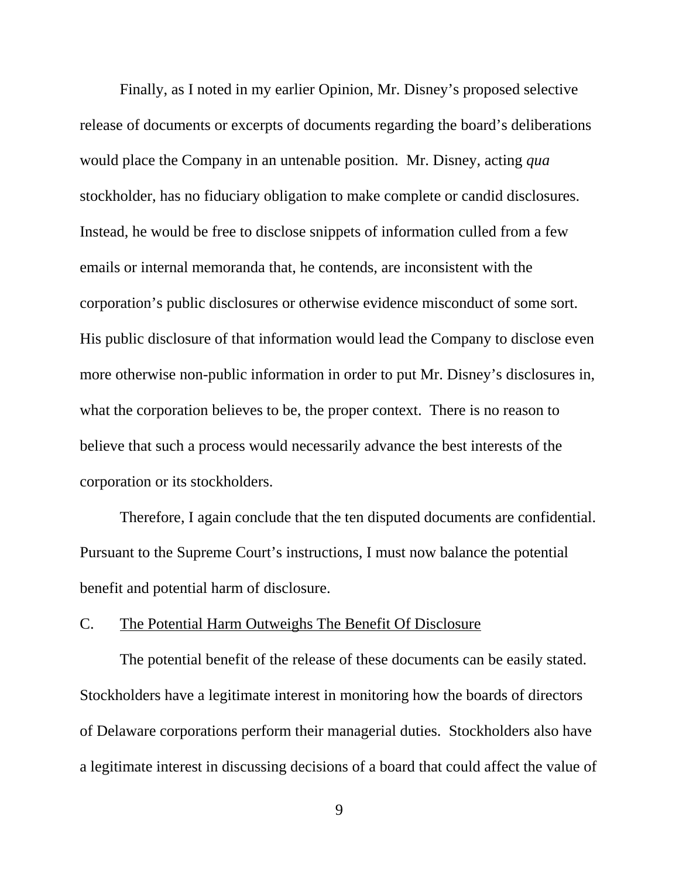Finally, as I noted in my earlier Opinion, Mr. Disney's proposed selective release of documents or excerpts of documents regarding the board's deliberations would place the Company in an untenable position. Mr. Disney, acting *qua* stockholder, has no fiduciary obligation to make complete or candid disclosures. Instead, he would be free to disclose snippets of information culled from a few emails or internal memoranda that, he contends, are inconsistent with the corporation's public disclosures or otherwise evidence misconduct of some sort. His public disclosure of that information would lead the Company to disclose even more otherwise non-public information in order to put Mr. Disney's disclosures in, what the corporation believes to be, the proper context. There is no reason to believe that such a process would necessarily advance the best interests of the corporation or its stockholders.

Therefore, I again conclude that the ten disputed documents are confidential. Pursuant to the Supreme Court's instructions, I must now balance the potential benefit and potential harm of disclosure.

### C. The Potential Harm Outweighs The Benefit Of Disclosure

The potential benefit of the release of these documents can be easily stated. Stockholders have a legitimate interest in monitoring how the boards of directors of Delaware corporations perform their managerial duties. Stockholders also have a legitimate interest in discussing decisions of a board that could affect the value of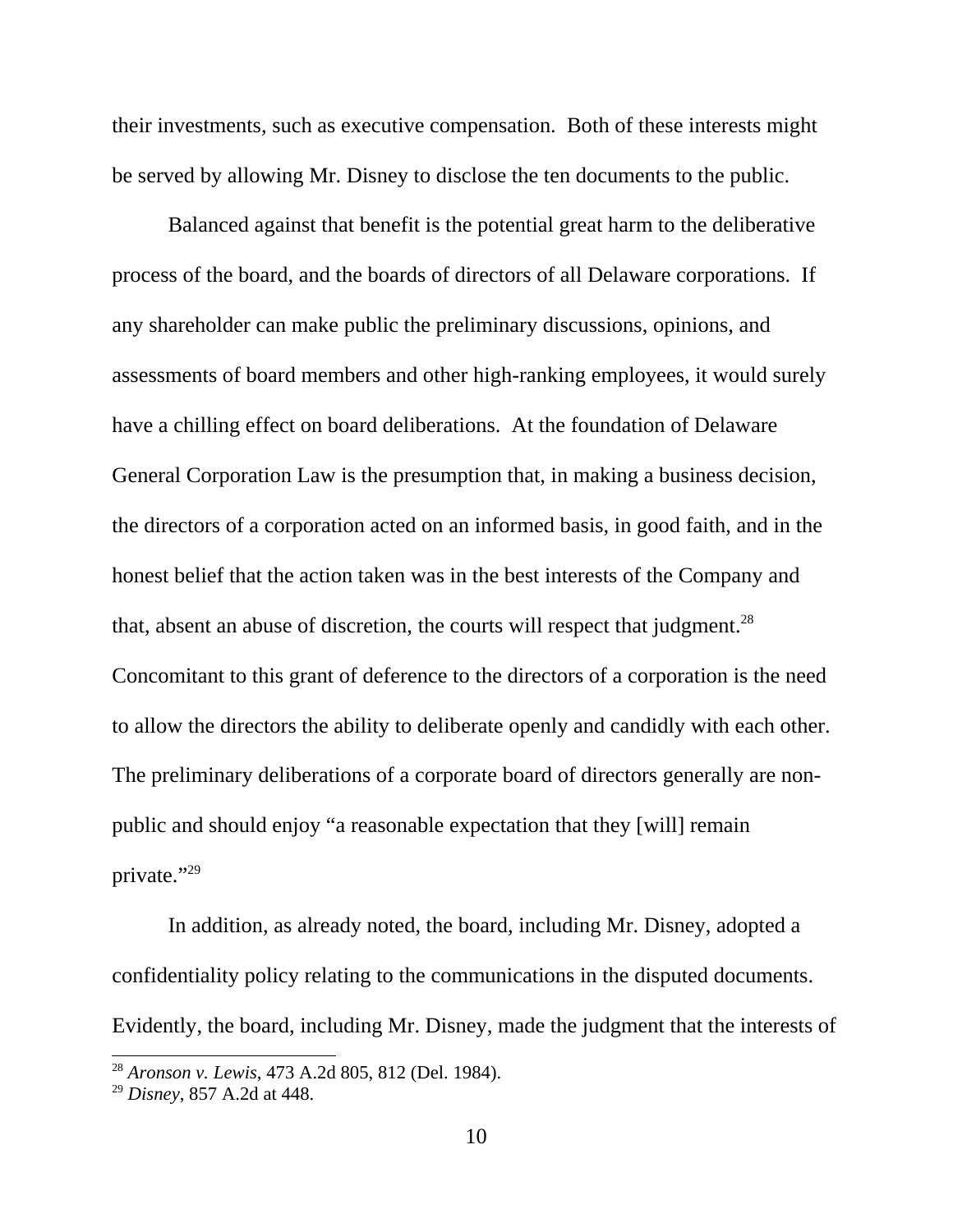their investments, such as executive compensation. Both of these interests might be served by allowing Mr. Disney to disclose the ten documents to the public.

Balanced against that benefit is the potential great harm to the deliberative process of the board, and the boards of directors of all Delaware corporations. If any shareholder can make public the preliminary discussions, opinions, and assessments of board members and other high-ranking employees, it would surely have a chilling effect on board deliberations. At the foundation of Delaware General Corporation Law is the presumption that, in making a business decision, the directors of a corporation acted on an informed basis, in good faith, and in the honest belief that the action taken was in the best interests of the Company and that, absent an abuse of discretion, the courts will respect that judgment.[28] Concomitant to this grant of deference to the directors of a corporation is the need to allow the directors the ability to deliberate openly and candidly with each other. The preliminary deliberations of a corporate board of directors generally are non-public and should enjoy "a reasonable expectation that they [will] remain private."[29]

In addition, as already noted, the board, including Mr. Disney, adopted a confidentiality policy relating to the communications in the disputed documents. Evidently, the board, including Mr. Disney, made the judgment that the interests of

---

[28] *Aronson v. Lewis*, 473 A.2d 805, 812 (Del. 1984).

[29] *Disney*, 857 A.2d at 448.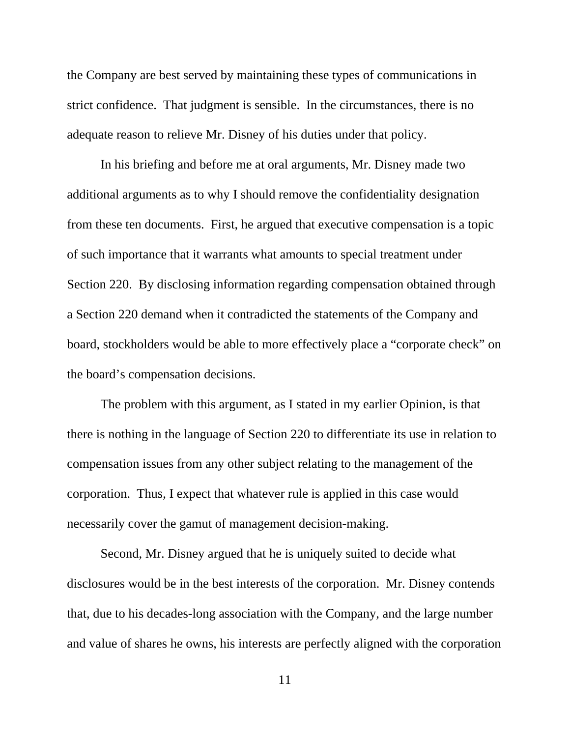the Company are best served by maintaining these types of communications in strict confidence. That judgment is sensible. In the circumstances, there is no adequate reason to relieve Mr. Disney of his duties under that policy.

In his briefing and before me at oral arguments, Mr. Disney made two additional arguments as to why I should remove the confidentiality designation from these ten documents. First, he argued that executive compensation is a topic of such importance that it warrants what amounts to special treatment under Section 220. By disclosing information regarding compensation obtained through a Section 220 demand when it contradicted the statements of the Company and board, stockholders would be able to more effectively place a "corporate check" on the board's compensation decisions.

The problem with this argument, as I stated in my earlier Opinion, is that there is nothing in the language of Section 220 to differentiate its use in relation to compensation issues from any other subject relating to the management of the corporation. Thus, I expect that whatever rule is applied in this case would necessarily cover the gamut of management decision-making.

Second, Mr. Disney argued that he is uniquely suited to decide what disclosures would be in the best interests of the corporation. Mr. Disney contends that, due to his decades-long association with the Company, and the large number and value of shares he owns, his interests are perfectly aligned with the corporation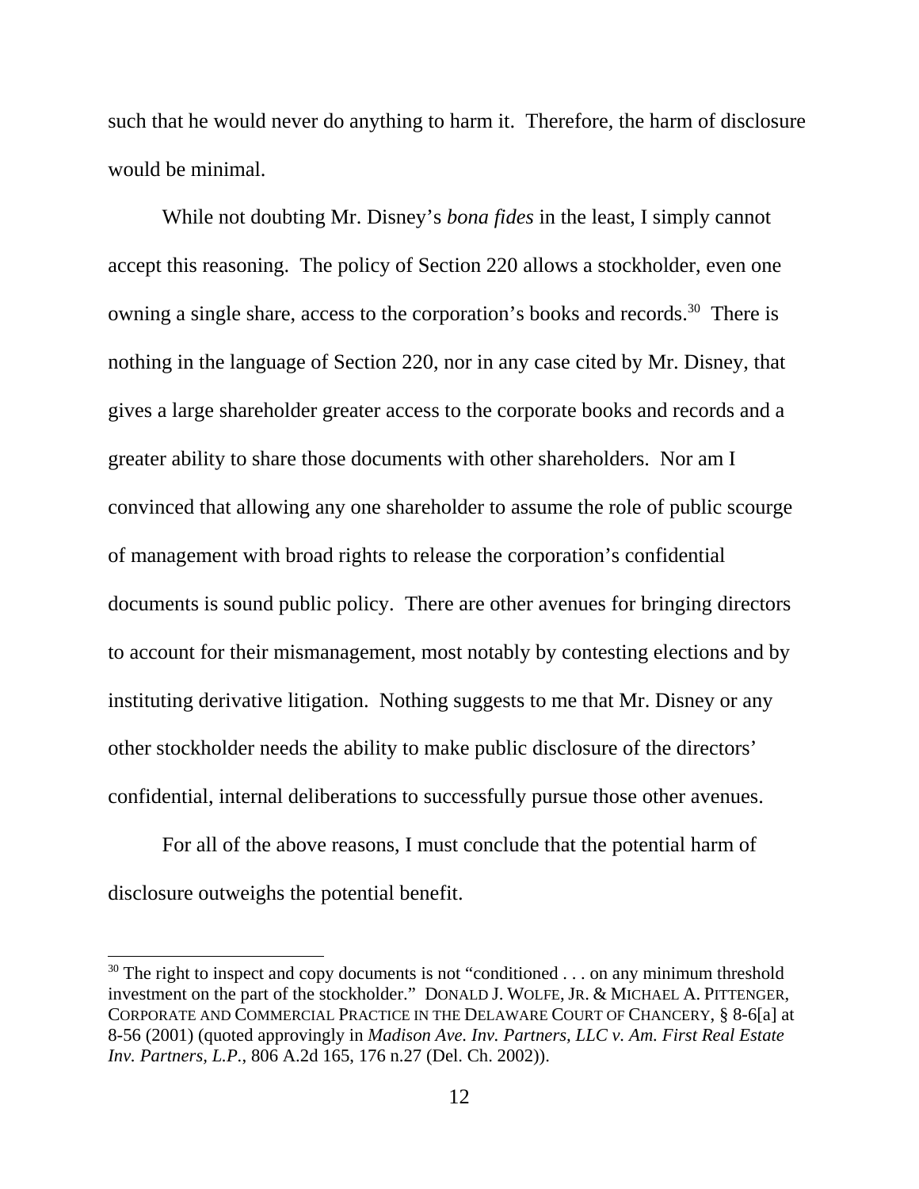such that he would never do anything to harm it. Therefore, the harm of disclosure would be minimal.

While not doubting Mr. Disney's *bona fides* in the least, I simply cannot accept this reasoning. The policy of Section 220 allows a stockholder, even one owning a single share, access to the corporation's books and records.[30] There is nothing in the language of Section 220, nor in any case cited by Mr. Disney, that gives a large shareholder greater access to the corporate books and records and a greater ability to share those documents with other shareholders. Nor am I convinced that allowing any one shareholder to assume the role of public scourge of management with broad rights to release the corporation's confidential documents is sound public policy. There are other avenues for bringing directors to account for their mismanagement, most notably by contesting elections and by instituting derivative litigation. Nothing suggests to me that Mr. Disney or any other stockholder needs the ability to make public disclosure of the directors' confidential, internal deliberations to successfully pursue those other avenues.

For all of the above reasons, I must conclude that the potential harm of disclosure outweighs the potential benefit.

---

[30] The right to inspect and copy documents is not "conditioned . . . on any minimum threshold investment on the part of the stockholder." DONALD J. WOLFE, JR. & MICHAEL A. PITTENGER, CORPORATE AND COMMERCIAL PRACTICE IN THE DELAWARE COURT OF CHANCERY, § 8-6[a] at 8-56 (2001) (quoted approvingly in *Madison Ave. Inv. Partners, LLC v. Am. First Real Estate Inv. Partners, L.P.*, 806 A.2d 165, 176 n.27 (Del. Ch. 2002)).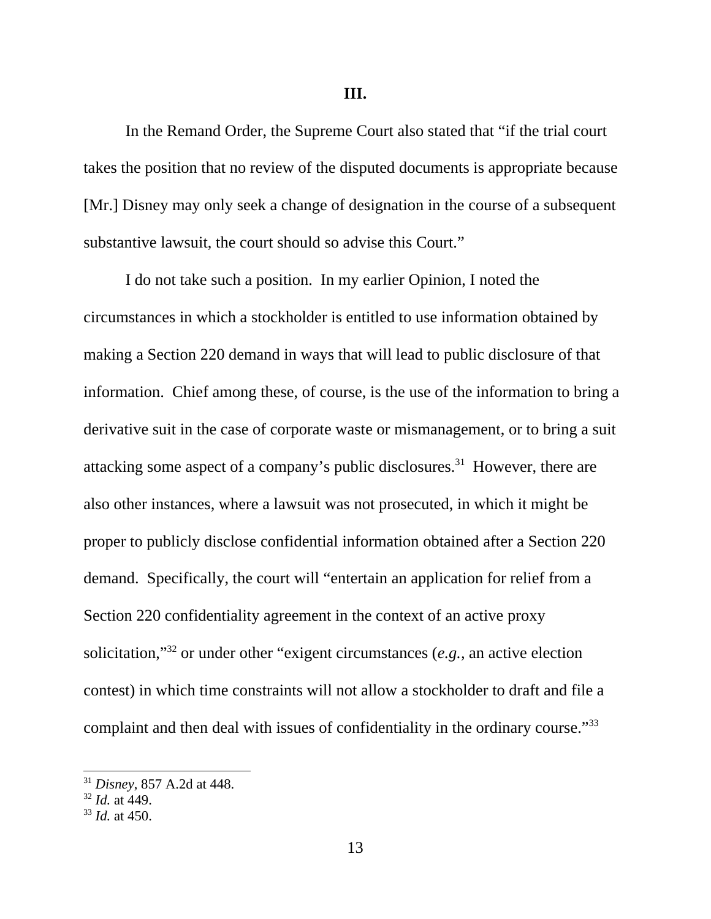**III.**

In the Remand Order, the Supreme Court also stated that "if the trial court takes the position that no review of the disputed documents is appropriate because [Mr.] Disney may only seek a change of designation in the course of a subsequent substantive lawsuit, the court should so advise this Court."

I do not take such a position. In my earlier Opinion, I noted the circumstances in which a stockholder is entitled to use information obtained by making a Section 220 demand in ways that will lead to public disclosure of that information. Chief among these, of course, is the use of the information to bring a derivative suit in the case of corporate waste or mismanagement, or to bring a suit attacking some aspect of a company's public disclosures.[31] However, there are also other instances, where a lawsuit was not prosecuted, in which it might be proper to publicly disclose confidential information obtained after a Section 220 demand. Specifically, the court will "entertain an application for relief from a Section 220 confidentiality agreement in the context of an active proxy solicitation,"[32] or under other "exigent circumstances (*e.g.*, an active election contest) in which time constraints will not allow a stockholder to draft and file a complaint and then deal with issues of confidentiality in the ordinary course."[33]

---

[31] *Disney*, 857 A.2d at 448.
[32] *Id.* at 449.
[33] *Id.* at 450.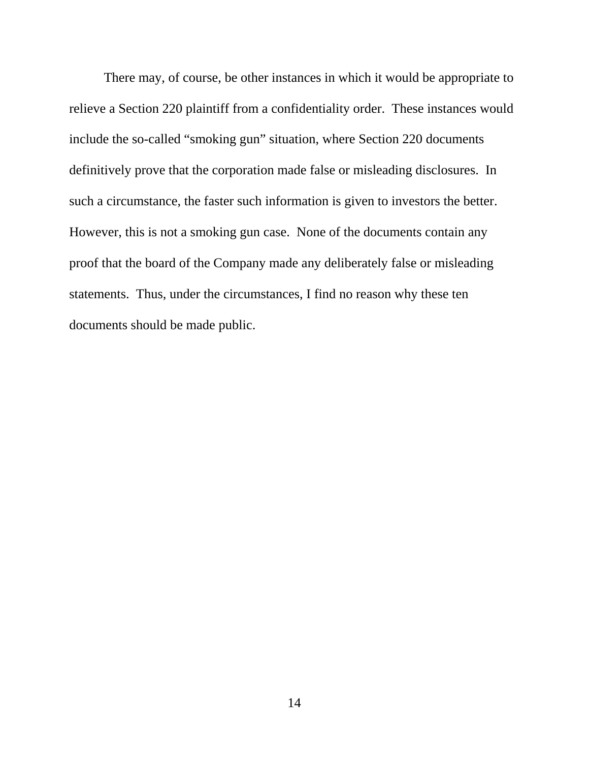There may, of course, be other instances in which it would be appropriate to relieve a Section 220 plaintiff from a confidentiality order. These instances would include the so-called "smoking gun" situation, where Section 220 documents definitively prove that the corporation made false or misleading disclosures. In such a circumstance, the faster such information is given to investors the better. However, this is not a smoking gun case. None of the documents contain any proof that the board of the Company made any deliberately false or misleading statements. Thus, under the circumstances, I find no reason why these ten documents should be made public.